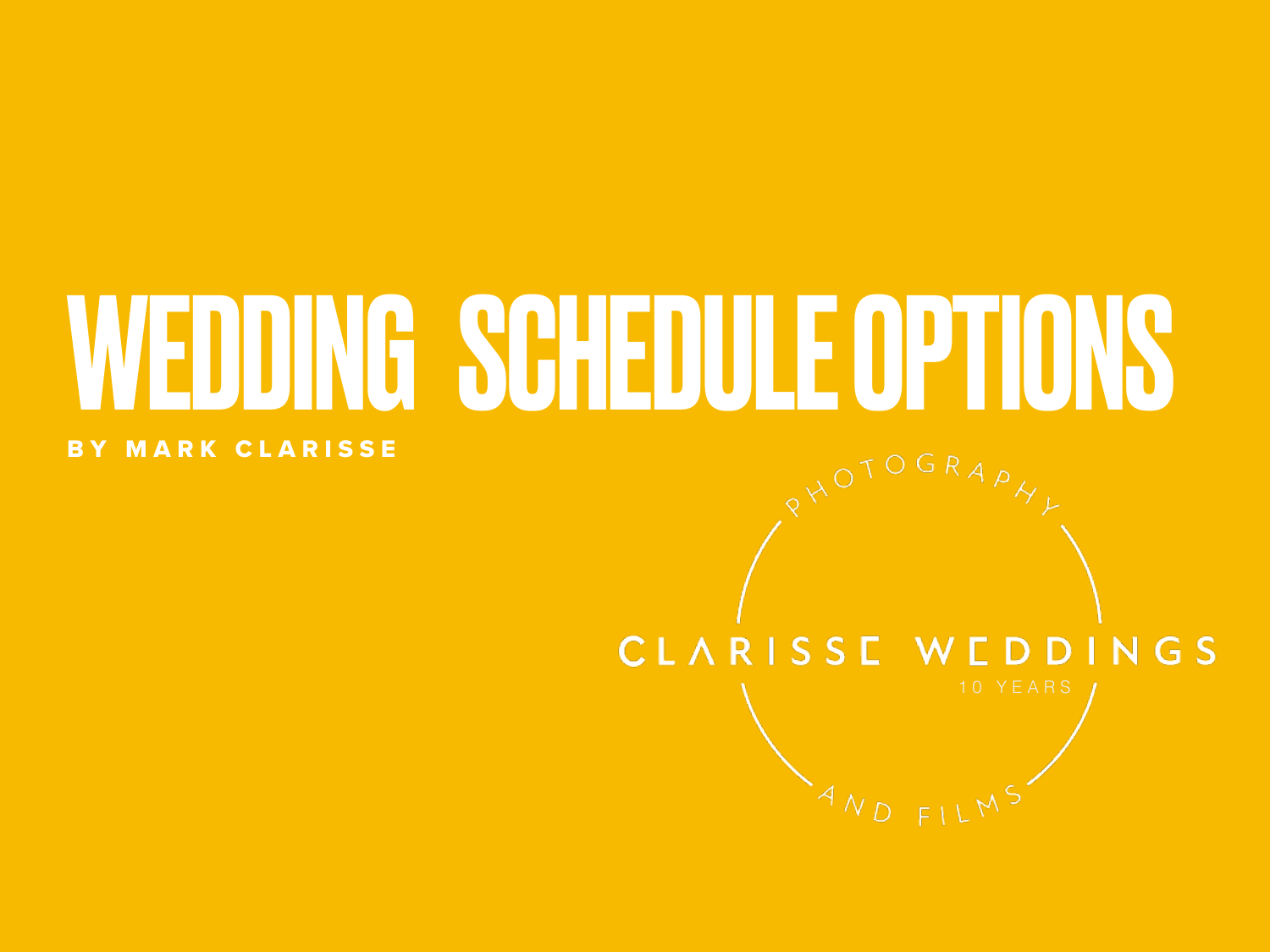# WEDDING SCHEDULE OPTIONS

**BY MARK CLARISSE**

PHOTOGRAPHY

CLARISSE WEDDINGS

10 YEARS

AND FILMS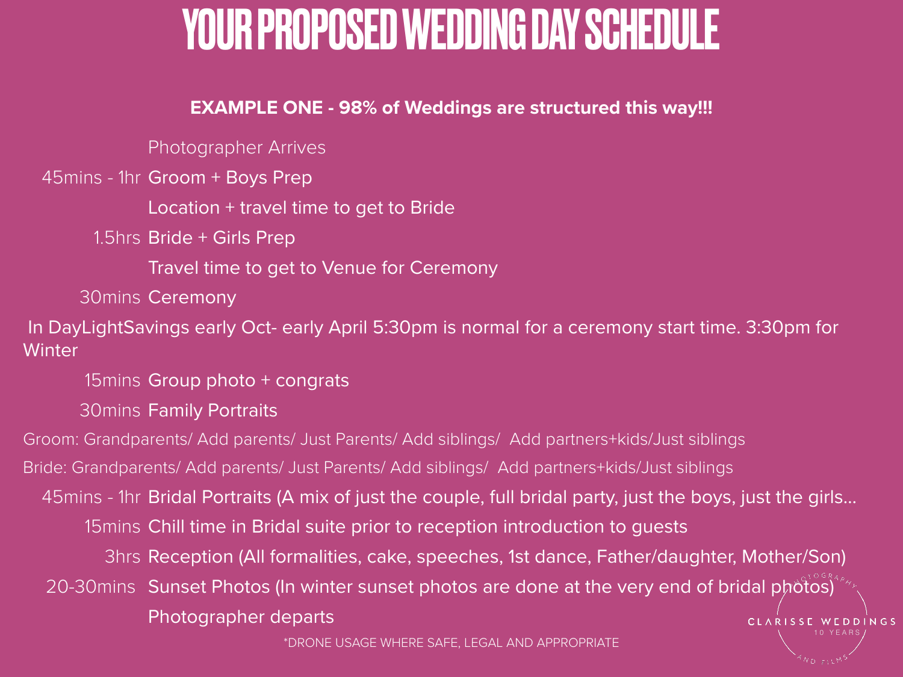# YOUR PROPOSED WEDDING DAY SCHEDULE

**EXAMPLE ONE - 98% of Weddings are structured this way!!!**

| Duration | Activity |
| --- | --- |
| | Photographer Arrives |
| 45mins - 1hr | Groom + Boys Prep |
| | Location + travel time to get to Bride |
| 1.5hrs | Bride + Girls Prep |
| | Travel time to get to Venue for Ceremony |
| 30mins | Ceremony |

In DayLightSavings early Oct- early April 5:30pm is normal for a ceremony start time. 3:30pm for Winter

| Duration | Activity |
| --- | --- |
| 15mins | Group photo + congrats |
| 30mins | Family Portraits |

Groom: Grandparents/ Add parents/ Just Parents/ Add siblings/ Add partners+kids/Just siblings

Bride: Grandparents/ Add parents/ Just Parents/ Add siblings/ Add partners+kids/Just siblings

| Duration | Activity |
| --- | --- |
| 45mins - 1hr | Bridal Portraits (A mix of just the couple, full bridal party, just the boys, just the girls... |
| 15mins | Chill time in Bridal suite prior to reception introduction to guests |
| 3hrs | Reception (All formalities, cake, speeches, 1st dance, Father/daughter, Mother/Son) |
| 20-30mins | Sunset Photos (In winter sunset photos are done at the very end of bridal photos) |
| | Photographer departs |

*DRONE USAGE WHERE SAFE, LEGAL AND APPROPRIATE

CLARISSE WEDDINGS 10 YEARS PHOTOGRAPHY AND FILMS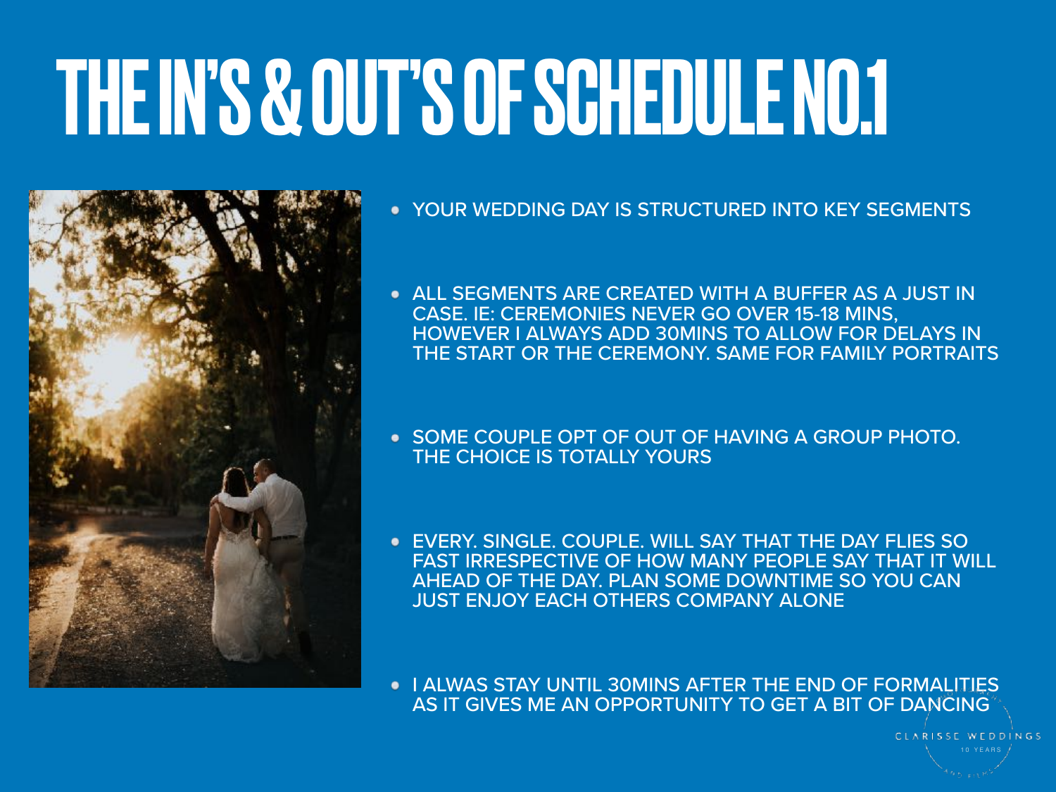# THE IN'S & OUT'S OF SCHEDULE NO.1

- YOUR WEDDING DAY IS STRUCTURED INTO KEY SEGMENTS
- ALL SEGMENTS ARE CREATED WITH A BUFFER AS A JUST IN CASE. IE: CEREMONIES NEVER GO OVER 15-18 MINS, HOWEVER I ALWAYS ADD 30MINS TO ALLOW FOR DELAYS IN THE START OR THE CEREMONY. SAME FOR FAMILY PORTRAITS
- SOME COUPLE OPT OF OUT OF HAVING A GROUP PHOTO. THE CHOICE IS TOTALLY YOURS
- EVERY. SINGLE. COUPLE. WILL SAY THAT THE DAY FLIES SO FAST IRRESPECTIVE OF HOW MANY PEOPLE SAY THAT IT WILL AHEAD OF THE DAY. PLAN SOME DOWNTIME SO YOU CAN JUST ENJOY EACH OTHERS COMPANY ALONE
- I ALWAS STAY UNTIL 30MINS AFTER THE END OF FORMALITIES AS IT GIVES ME AN OPPORTUNITY TO GET A BIT OF DANCING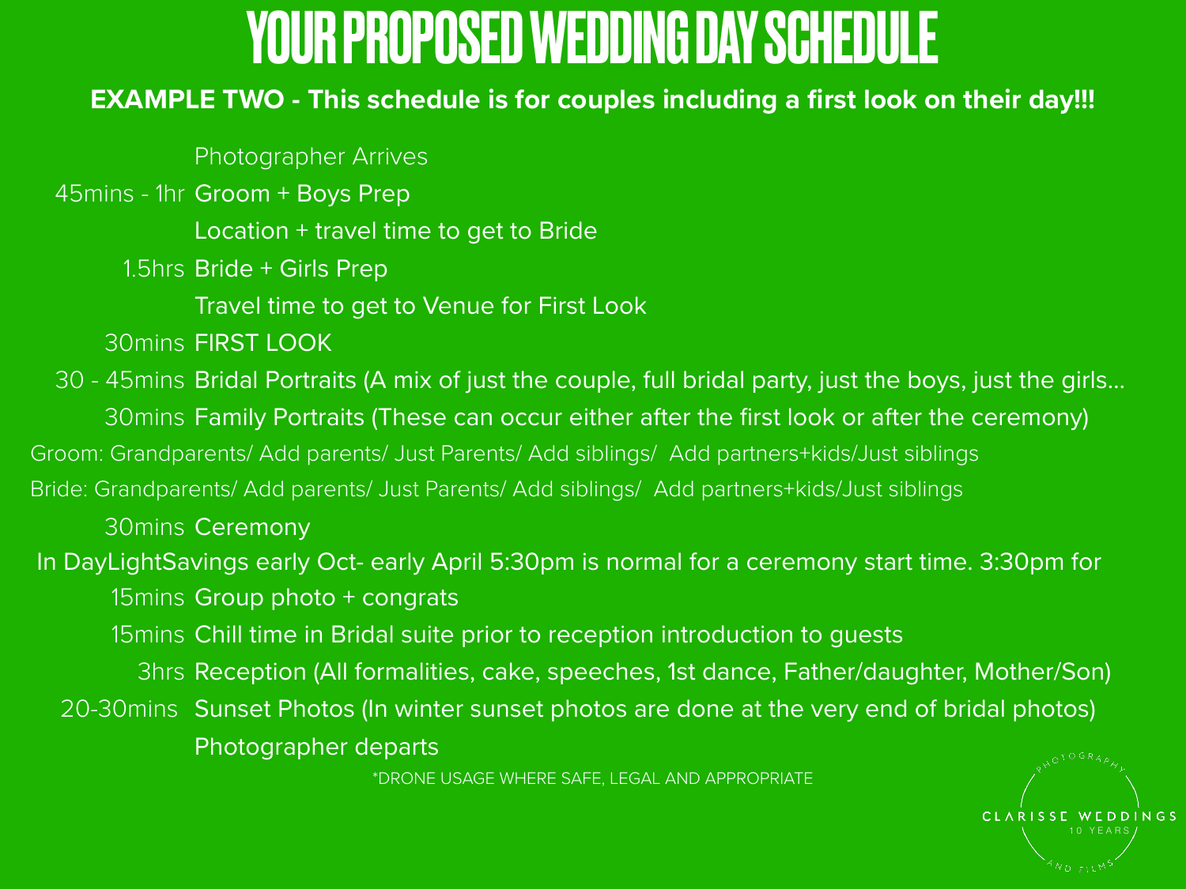# YOUR PROPOSED WEDDING DAY SCHEDULE

**EXAMPLE TWO - This schedule is for couples including a first look on their day!!!**

| Duration | Event |
|---|---|
| | Photographer Arrives |
| 45mins - 1hr | Groom + Boys Prep |
| | Location + travel time to get to Bride |
| 1.5hrs | Bride + Girls Prep |
| | Travel time to get to Venue for First Look |
| 30mins | FIRST LOOK |
| 30 - 45mins | Bridal Portraits (A mix of just the couple, full bridal party, just the boys, just the girls... |
| 30mins | Family Portraits (These can occur either after the first look or after the ceremony) |

Groom: Grandparents/ Add parents/ Just Parents/ Add siblings/ Add partners+kids/Just siblings

Bride: Grandparents/ Add parents/ Just Parents/ Add siblings/ Add partners+kids/Just siblings

| Duration | Event |
|---|---|
| 30mins | Ceremony |

In DayLightSavings early Oct- early April 5:30pm is normal for a ceremony start time. 3:30pm for

| Duration | Event |
|---|---|
| 15mins | Group photo + congrats |
| 15mins | Chill time in Bridal suite prior to reception introduction to guests |
| 3hrs | Reception (All formalities, cake, speeches, 1st dance, Father/daughter, Mother/Son) |
| 20-30mins | Sunset Photos (In winter sunset photos are done at the very end of bridal photos) |
| | Photographer departs |

*DRONE USAGE WHERE SAFE, LEGAL AND APPROPRIATE

CLARISSE WEDDINGS PHOTOGRAPHY AND FILMS 10 YEARS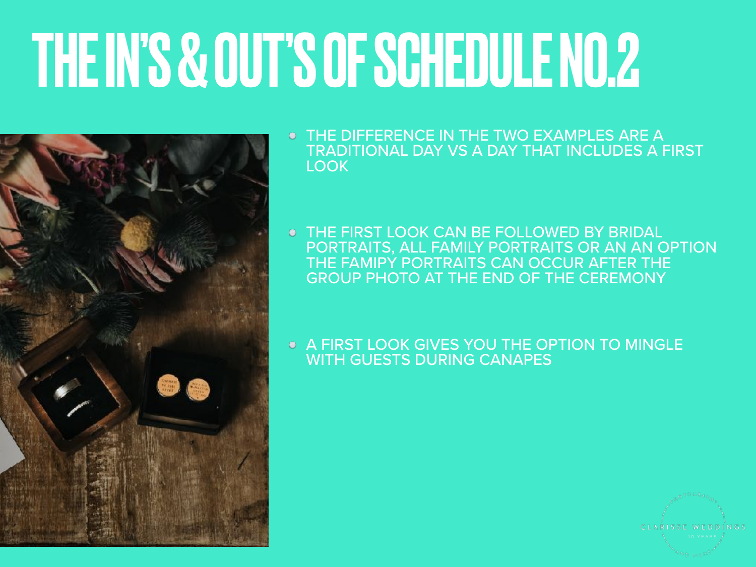# THE IN'S & OUT'S OF SCHEDULE NO.2

- THE DIFFERENCE IN THE TWO EXAMPLES ARE A TRADITIONAL DAY VS A DAY THAT INCLUDES A FIRST LOOK
- THE FIRST LOOK CAN BE FOLLOWED BY BRIDAL PORTRAITS, ALL FAMILY PORTRAITS OR AN AN OPTION THE FAMIPY PORTRAITS CAN OCCUR AFTER THE GROUP PHOTO AT THE END OF THE CEREMONY
- A FIRST LOOK GIVES YOU THE OPTION TO MINGLE WITH GUESTS DURING CANAPES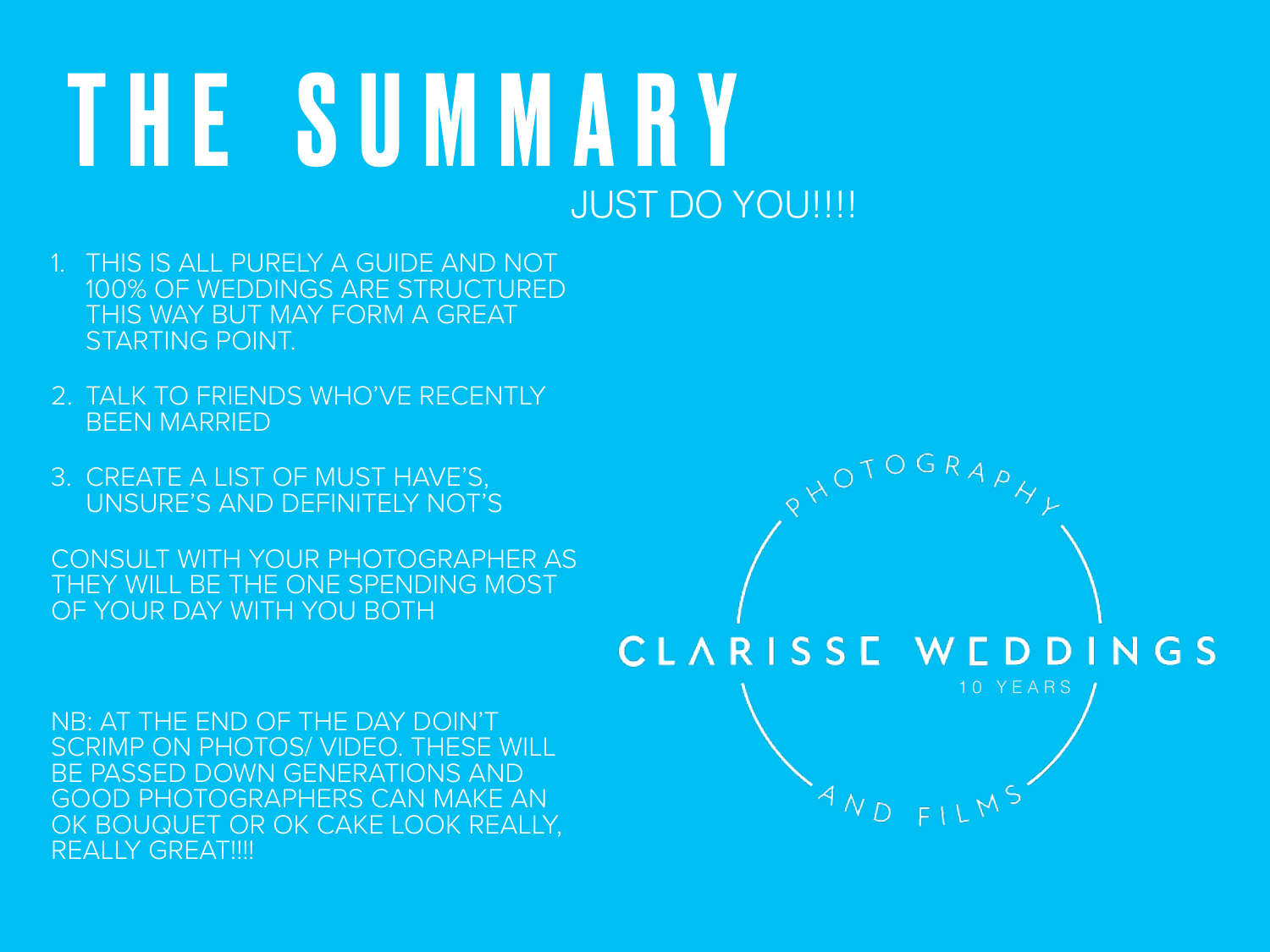# THE SUMMARY

JUST DO YOU!!!!

1. THIS IS ALL PURELY A GUIDE AND NOT 100% OF WEDDINGS ARE STRUCTURED THIS WAY BUT MAY FORM A GREAT STARTING POINT.
2. TALK TO FRIENDS WHO'VE RECENTLY BEEN MARRIED
3. CREATE A LIST OF MUST HAVE'S, UNSURE'S AND DEFINITELY NOT'S

CONSULT WITH YOUR PHOTOGRAPHER AS THEY WILL BE THE ONE SPENDING MOST OF YOUR DAY WITH YOU BOTH

NB: AT THE END OF THE DAY DOIN'T SCRIMP ON PHOTOS/ VIDEO. THESE WILL BE PASSED DOWN GENERATIONS AND GOOD PHOTOGRAPHERS CAN MAKE AN OK BOUQUET OR OK CAKE LOOK REALLY, REALLY GREAT!!!!

PHOTOGRAPHY
CLARISSE WEDDINGS
10 YEARS
AND FILMS